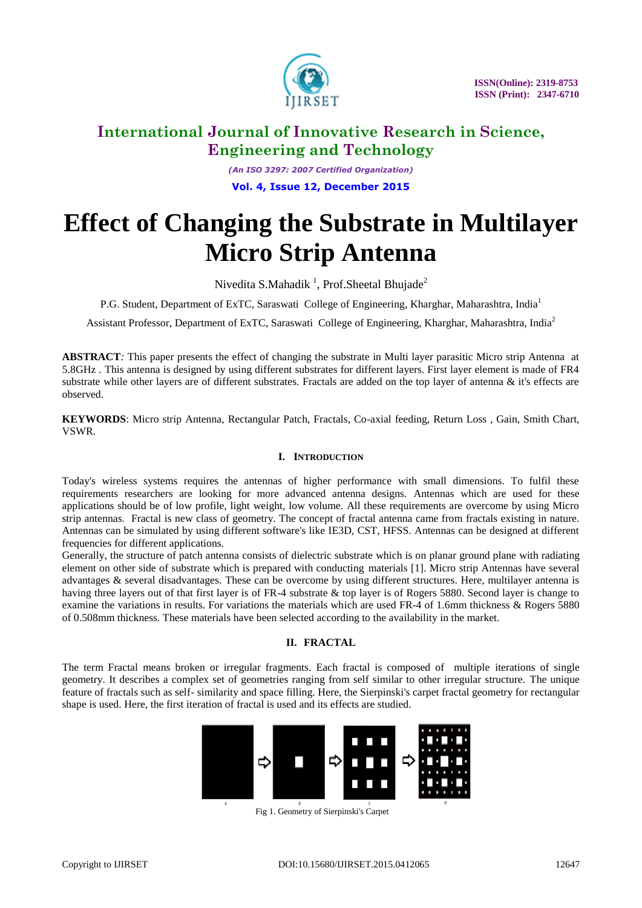# Effect of Changing the Substrate in Multilayer Micro Strip Antenna

Nivedita S.Mahadik [1], Prof.Sheetal Bhujade[2]

P.G. Student, Department of ExTC, Saraswati College of Engineering, Kharghar, Maharashtra, India[1]

Assistant Professor, Department of ExTC, Saraswati College of Engineering, Kharghar, Maharashtra, India[2]

**ABSTRACT***:* This paper presents the effect of changing the substrate in Multi layer parasitic Micro strip Antenna at 5.8GHz . This antenna is designed by using different substrates for different layers. First layer element is made of FR4 substrate while other layers are of different substrates. Fractals are added on the top layer of antenna & it's effects are observed.

**KEYWORDS**: Micro strip Antenna, Rectangular Patch, Fractals, Co-axial feeding, Return Loss , Gain, Smith Chart, VSWR.

## I. INTRODUCTION

Today's wireless systems requires the antennas of higher performance with small dimensions. To fulfil these requirements researchers are looking for more advanced antenna designs. Antennas which are used for these applications should be of low profile, light weight, low volume. All these requirements are overcome by using Micro strip antennas. Fractal is new class of geometry. The concept of fractal antenna came from fractals existing in nature. Antennas can be simulated by using different software's like IE3D, CST, HFSS. Antennas can be designed at different frequencies for different applications.

Generally, the structure of patch antenna consists of dielectric substrate which is on planar ground plane with radiating element on other side of substrate which is prepared with conducting materials [1]. Micro strip Antennas have several advantages & several disadvantages. These can be overcome by using different structures. Here, multilayer antenna is having three layers out of that first layer is of FR-4 substrate & top layer is of Rogers 5880. Second layer is change to examine the variations in results. For variations the materials which are used FR-4 of 1.6mm thickness & Rogers 5880 of 0.508mm thickness. These materials have been selected according to the availability in the market.

## II. FRACTAL

The term Fractal means broken or irregular fragments. Each fractal is composed of multiple iterations of single geometry. It describes a complex set of geometries ranging from self similar to other irregular structure. The unique feature of fractals such as self- similarity and space filling. Here, the Sierpinski's carpet fractal geometry for rectangular shape is used. Here, the first iteration of fractal is used and its effects are studied.

Fig 1. Geometry of Sierpinski's Carpet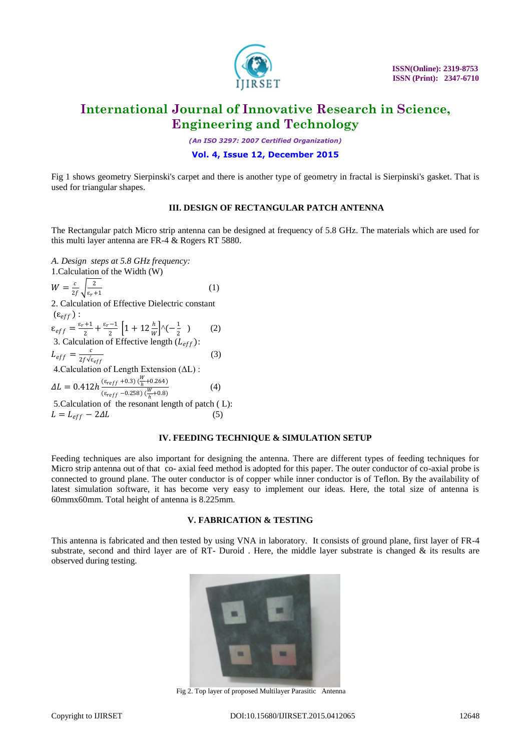Fig 1 shows geometry Sierpinski's carpet and there is another type of geometry in fractal is Sierpinski's gasket. That is used for triangular shapes.

## III. DESIGN OF RECTANGULAR PATCH ANTENNA

The Rectangular patch Micro strip antenna can be designed at frequency of 5.8 GHz. The materials which are used for this multi layer antenna are FR-4 & Rogers RT 5880.

*A. Design steps at 5.8 GHz frequency:*

1.Calculation of the Width (W)

$$W = \frac{c}{2f}\sqrt{\frac{2}{\varepsilon_r + 1}} \qquad (1)$$

2. Calculation of Effective Dielectric constant ($\varepsilon_{eff}$) :

$$\varepsilon_{eff} = \frac{\varepsilon_r + 1}{2} + \frac{\varepsilon_r - 1}{2}\left[1 + 12\frac{h}{W}\right]^{\wedge}(-\tfrac{1}{2}\ ) \qquad (2)$$

3. Calculation of Effective length ($L_{eff}$):

$$L_{eff} = \frac{c}{2f\sqrt{\varepsilon_{eff}}} \qquad (3)$$

4.Calculation of Length Extension ($\Delta$L) :

$$\Delta L = 0.412h\frac{(\varepsilon_{reff} + 0.3)\ (\frac{W}{h} + 0.264)}{(\varepsilon_{reff} - 0.258)\ (\frac{W}{h} + 0.8)} \qquad (4)$$

5.Calculation of the resonant length of patch ( L):

$$L = L_{eff} - 2\Delta L \qquad (5)$$

## IV. FEEDING TECHNIQUE & SIMULATION SETUP

Feeding techniques are also important for designing the antenna. There are different types of feeding techniques for Micro strip antenna out of that co- axial feed method is adopted for this paper. The outer conductor of co-axial probe is connected to ground plane. The outer conductor is of copper while inner conductor is of Teflon. By the availability of latest simulation software, it has become very easy to implement our ideas. Here, the total size of antenna is 60mmx60mm. Total height of antenna is 8.225mm.

## V. FABRICATION & TESTING

This antenna is fabricated and then tested by using VNA in laboratory. It consists of ground plane, first layer of FR-4 substrate, second and third layer are of RT- Duroid . Here, the middle layer substrate is changed & its results are observed during testing.

Fig 2. Top layer of proposed Multilayer Parasitic Antenna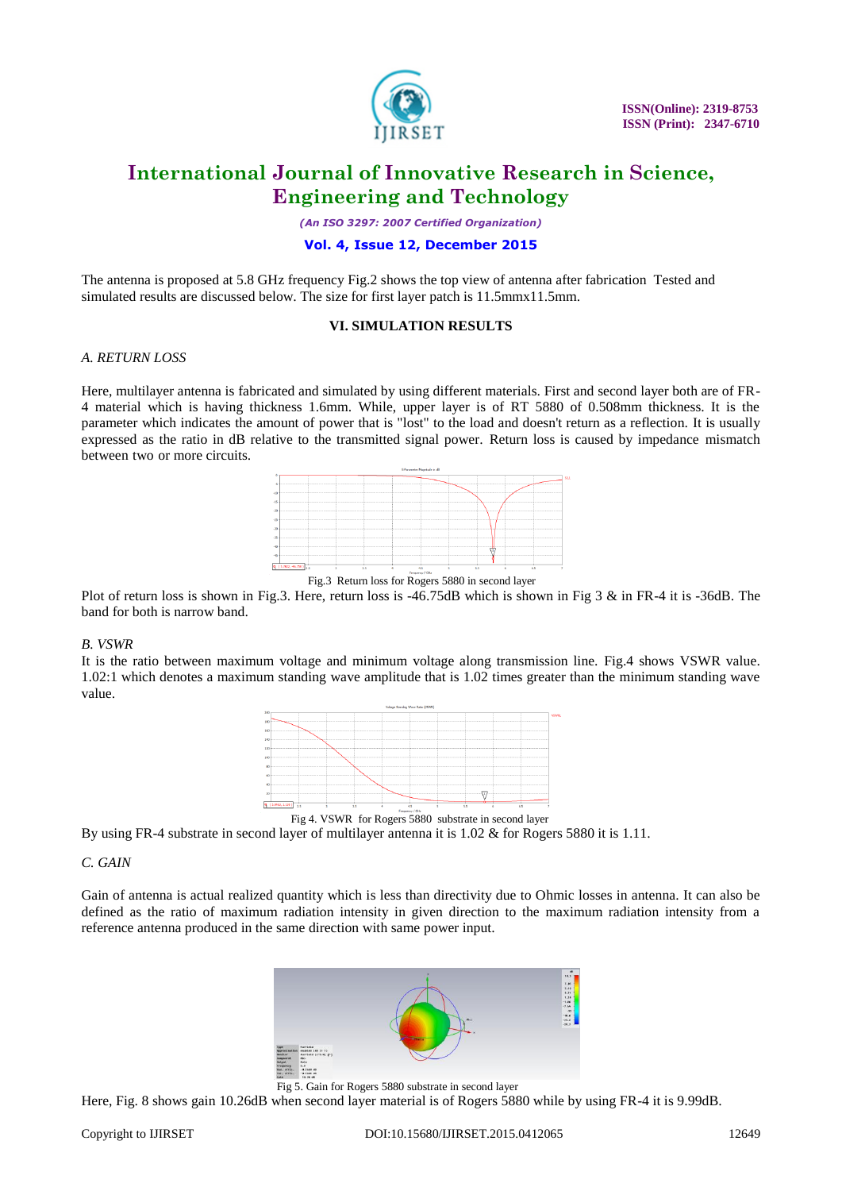The antenna is proposed at 5.8 GHz frequency Fig.2 shows the top view of antenna after fabrication Tested and simulated results are discussed below. The size for first layer patch is 11.5mmx11.5mm.

## VI. SIMULATION RESULTS

### *A. RETURN LOSS*

Here, multilayer antenna is fabricated and simulated by using different materials. First and second layer both are of FR-4 material which is having thickness 1.6mm. While, upper layer is of RT 5880 of 0.508mm thickness. It is the parameter which indicates the amount of power that is "lost" to the load and doesn't return as a reflection. It is usually expressed as the ratio in dB relative to the transmitted signal power. Return loss is caused by impedance mismatch between two or more circuits.

Fig.3 Return loss for Rogers 5880 in second layer

Plot of return loss is shown in Fig.3. Here, return loss is -46.75dB which is shown in Fig 3 & in FR-4 it is -36dB. The band for both is narrow band.

### *B. VSWR*

It is the ratio between maximum voltage and minimum voltage along transmission line. Fig.4 shows VSWR value. 1.02:1 which denotes a maximum standing wave amplitude that is 1.02 times greater than the minimum standing wave value.

Fig 4. VSWR for Rogers 5880 substrate in second layer

By using FR-4 substrate in second layer of multilayer antenna it is 1.02 & for Rogers 5880 it is 1.11.

### *C. GAIN*

Gain of antenna is actual realized quantity which is less than directivity due to Ohmic losses in antenna. It can also be defined as the ratio of maximum radiation intensity in given direction to the maximum radiation intensity from a reference antenna produced in the same direction with same power input.

Fig 5. Gain for Rogers 5880 substrate in second layer

Here, Fig. 8 shows gain 10.26dB when second layer material is of Rogers 5880 while by using FR-4 it is 9.99dB.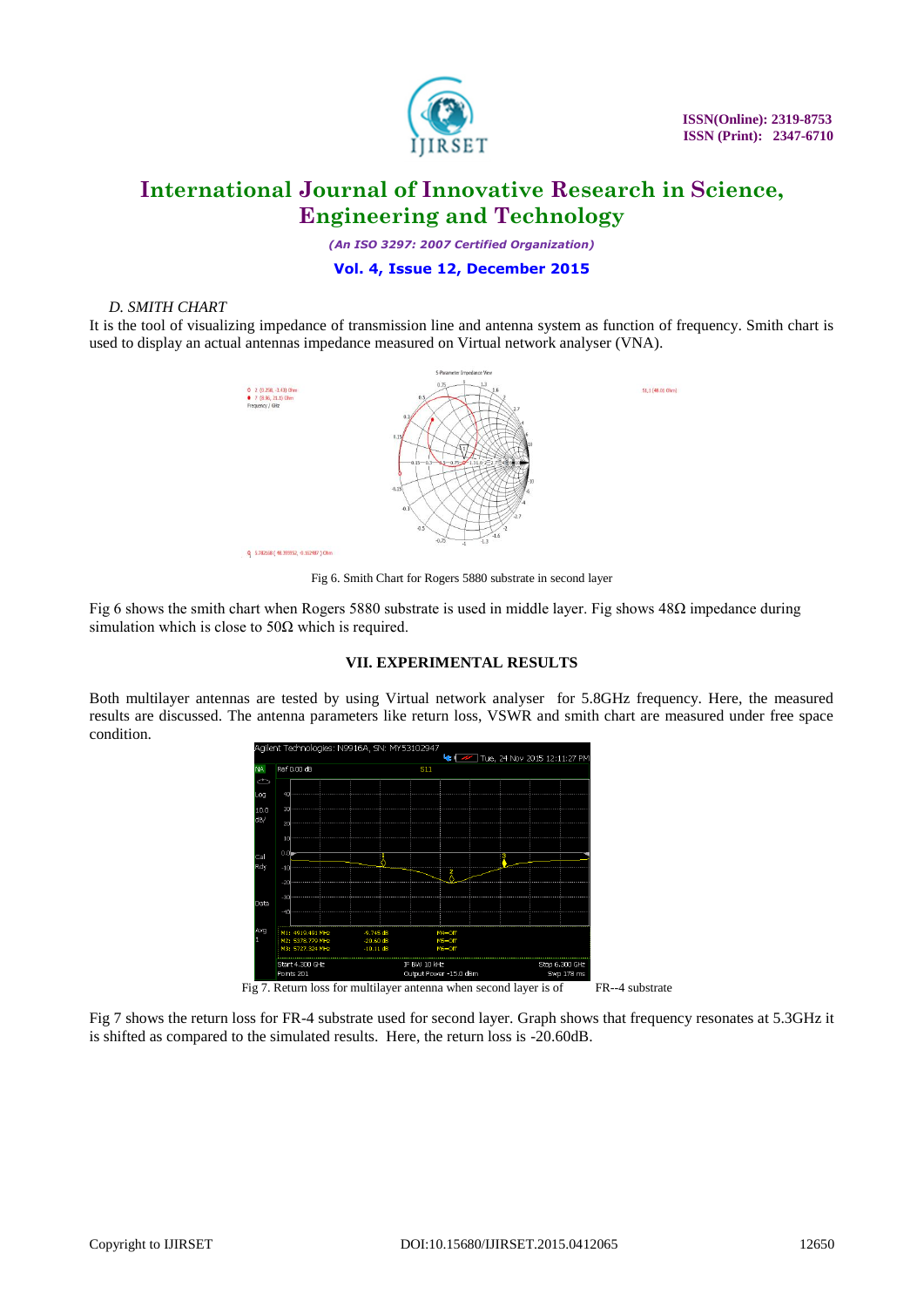*D. SMITH CHART*

It is the tool of visualizing impedance of transmission line and antenna system as function of frequency. Smith chart is used to display an actual antennas impedance measured on Virtual network analyser (VNA).

Fig 6. Smith Chart for Rogers 5880 substrate in second layer

Fig 6 shows the smith chart when Rogers 5880 substrate is used in middle layer. Fig shows 48Ω impedance during simulation which is close to 50Ω which is required.

## VII. EXPERIMENTAL RESULTS

Both multilayer antennas are tested by using Virtual network analyser for 5.8GHz frequency. Here, the measured results are discussed. The antenna parameters like return loss, VSWR and smith chart are measured under free space condition.

Fig 7. Return loss for multilayer antenna when second layer is of FR--4 substrate

Fig 7 shows the return loss for FR-4 substrate used for second layer. Graph shows that frequency resonates at 5.3GHz it is shifted as compared to the simulated results. Here, the return loss is -20.60dB.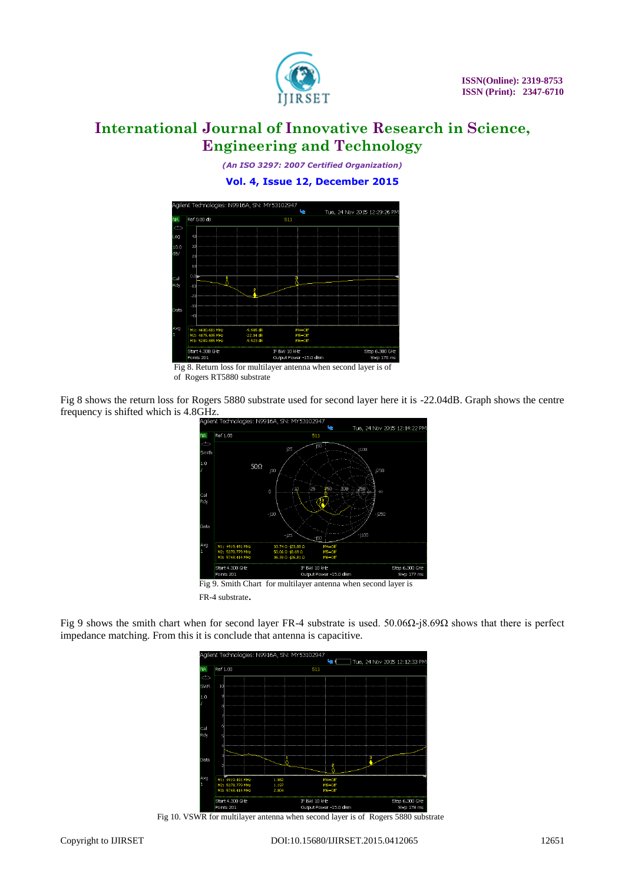Fig 8. Return loss for multilayer antenna when second layer is of of Rogers RT5880 substrate

Fig 8 shows the return loss for Rogers 5880 substrate used for second layer here it is -22.04dB. Graph shows the centre frequency is shifted which is 4.8GHz.

Fig 9. Smith Chart for multilayer antenna when second layer is FR-4 substrate.

Fig 9 shows the smith chart when for second layer FR-4 substrate is used. 50.06Ω-j8.69Ω shows that there is perfect impedance matching. From this it is conclude that antenna is capacitive.

Fig 10. VSWR for multilayer antenna when second layer is of Rogers 5880 substrate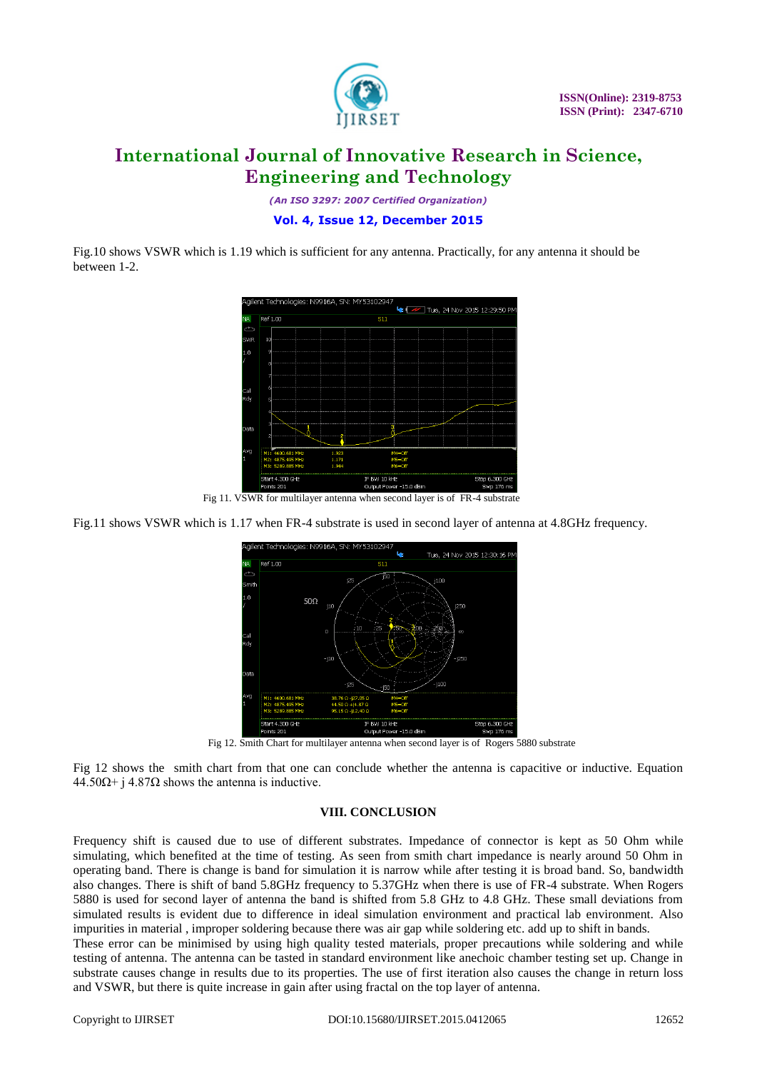Fig.10 shows VSWR which is 1.19 which is sufficient for any antenna. Practically, for any antenna it should be between 1-2.

Fig 11. VSWR for multilayer antenna when second layer is of FR-4 substrate

Fig.11 shows VSWR which is 1.17 when FR-4 substrate is used in second layer of antenna at 4.8GHz frequency.

Fig 12. Smith Chart for multilayer antenna when second layer is of Rogers 5880 substrate

Fig 12 shows the smith chart from that one can conclude whether the antenna is capacitive or inductive. Equation 44.50Ω+ j 4.87Ω shows the antenna is inductive.

## VIII. CONCLUSION

Frequency shift is caused due to use of different substrates. Impedance of connector is kept as 50 Ohm while simulating, which benefited at the time of testing. As seen from smith chart impedance is nearly around 50 Ohm in operating band. There is change is band for simulation it is narrow while after testing it is broad band. So, bandwidth also changes. There is shift of band 5.8GHz frequency to 5.37GHz when there is use of FR-4 substrate. When Rogers 5880 is used for second layer of antenna the band is shifted from 5.8 GHz to 4.8 GHz. These small deviations from simulated results is evident due to difference in ideal simulation environment and practical lab environment. Also impurities in material , improper soldering because there was air gap while soldering etc. add up to shift in bands.

These error can be minimised by using high quality tested materials, proper precautions while soldering and while testing of antenna. The antenna can be tasted in standard environment like anechoic chamber testing set up. Change in substrate causes change in results due to its properties. The use of first iteration also causes the change in return loss and VSWR, but there is quite increase in gain after using fractal on the top layer of antenna.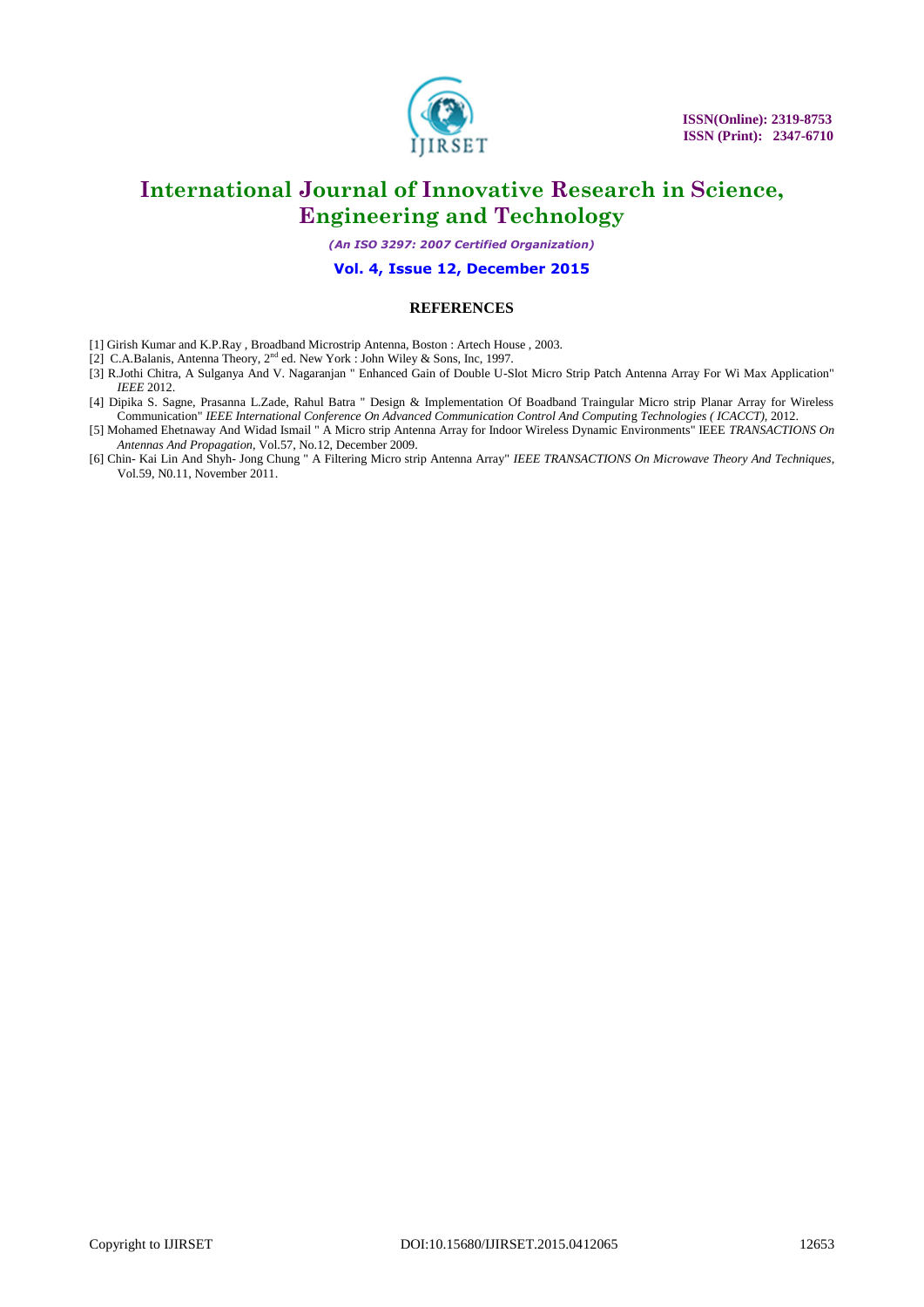## REFERENCES

[1] Girish Kumar and K.P.Ray , Broadband Microstrip Antenna, Boston : Artech House , 2003.

[2] C.A.Balanis, Antenna Theory, 2nd ed. New York : John Wiley & Sons, Inc, 1997.

[3] R.Jothi Chitra, A Sulganya And V. Nagaranjan " Enhanced Gain of Double U-Slot Micro Strip Patch Antenna Array For Wi Max Application" *IEEE* 2012.

[4] Dipika S. Sagne, Prasanna L.Zade, Rahul Batra " Design & Implementation Of Boadband Traingular Micro strip Planar Array for Wireless Communication" *IEEE International Conference On Advanced Communication Control And Computing Technologies ( ICACCT)*, 2012.

[5] Mohamed Ehetnaway And Widad Ismail " A Micro strip Antenna Array for Indoor Wireless Dynamic Environments" IEEE *TRANSACTIONS On Antennas And Propagation*, Vol.57, No.12, December 2009.

[6] Chin- Kai Lin And Shyh- Jong Chung " A Filtering Micro strip Antenna Array" *IEEE TRANSACTIONS On Microwave Theory And Techniques*, Vol.59, N0.11, November 2011.